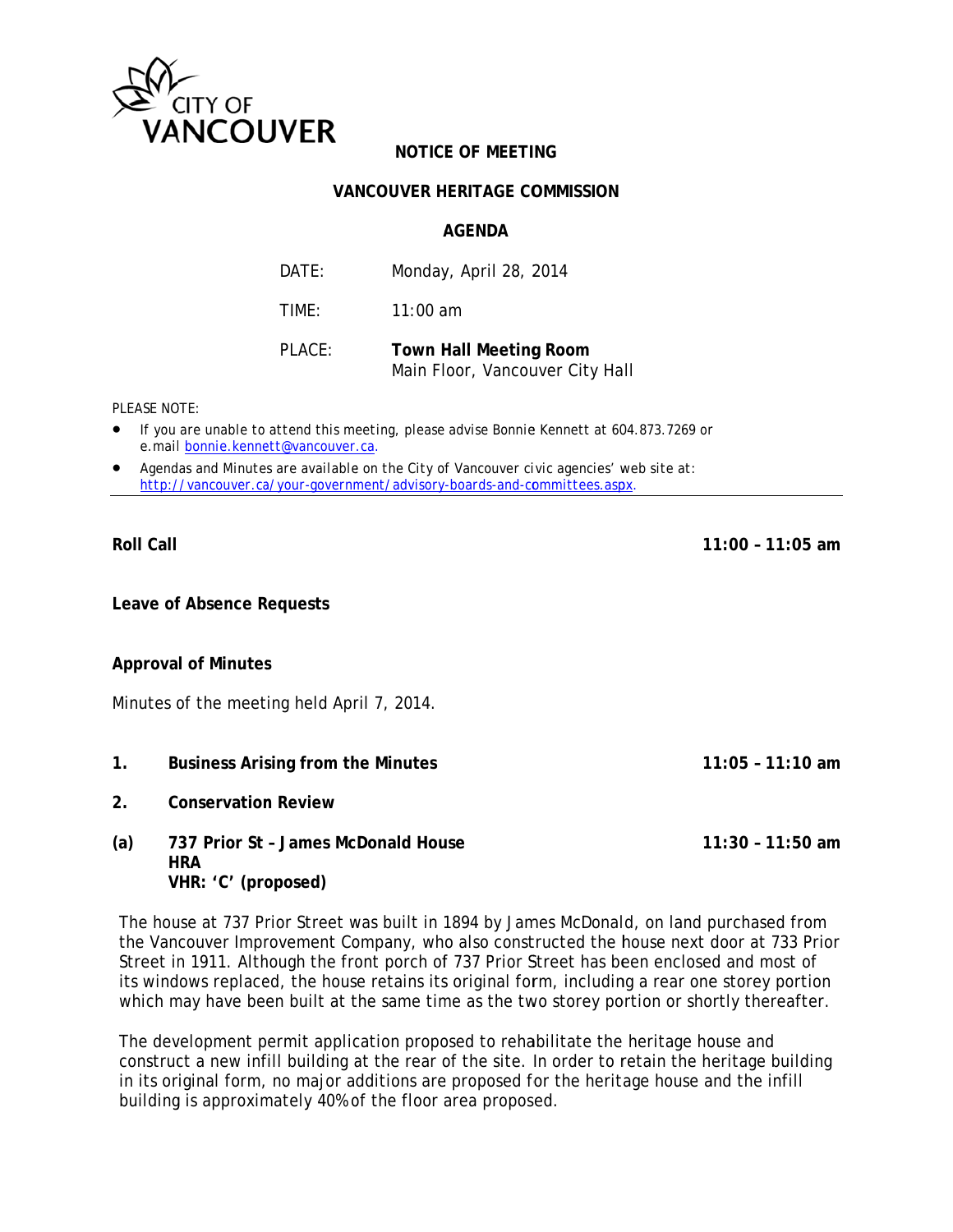CITY OF VANCOUVER

# NOTICE OF MEETING

## VANCOUVER HERITAGE COMMISSION

### AGENDA

| | |
|---|---|
| DATE: | Monday, April 28, 2014 |
| TIME: | 11:00 am |
| PLACE: | **Town Hall Meeting Room** Main Floor, Vancouver City Hall |

PLEASE NOTE:

- If you are unable to attend this meeting, please advise Bonnie Kennett at 604.873.7269 or e.mail bonnie.kennett@vancouver.ca.
- Agendas and Minutes are available on the City of Vancouver civic agencies' web site at: http://vancouver.ca/your-government/advisory-boards-and-committees.aspx.

---

**Roll Call** **11:00 – 11:05 am**

**Leave of Absence Requests**

**Approval of Minutes**

Minutes of the meeting held April 7, 2014.

**1. Business Arising from the Minutes** **11:05 – 11:10 am**

**2. Conservation Review**

**(a) 737 Prior St – James McDonald House** **11:30 – 11:50 am**
**HRA**
**VHR: 'C' (proposed)**

The house at 737 Prior Street was built in 1894 by James McDonald, on land purchased from the Vancouver Improvement Company, who also constructed the house next door at 733 Prior Street in 1911. Although the front porch of 737 Prior Street has been enclosed and most of its windows replaced, the house retains its original form, including a rear one storey portion which may have been built at the same time as the two storey portion or shortly thereafter.

The development permit application proposed to rehabilitate the heritage house and construct a new infill building at the rear of the site. In order to retain the heritage building in its original form, no major additions are proposed for the heritage house and the infill building is approximately 40% of the floor area proposed.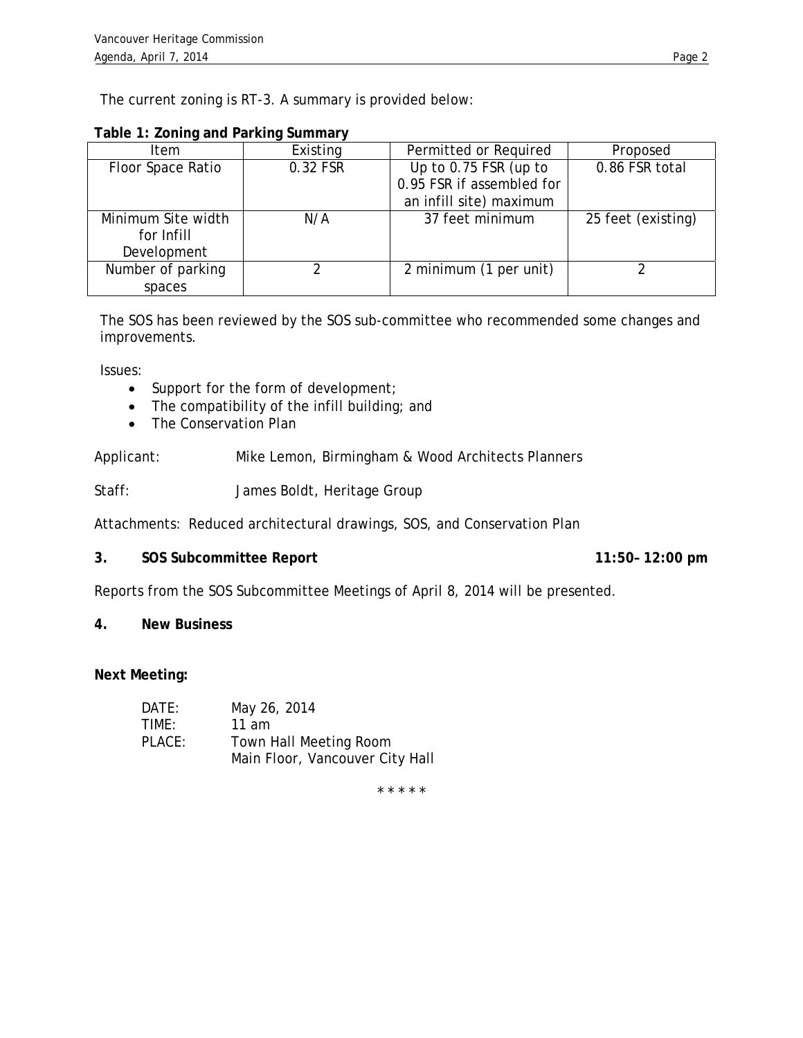The current zoning is RT-3. A summary is provided below:

**Table 1: Zoning and Parking Summary**

| Item | Existing | Permitted or Required | Proposed |
| --- | --- | --- | --- |
| Floor Space Ratio | 0.32 FSR | Up to 0.75 FSR (up to 0.95 FSR if assembled for an infill site) maximum | 0.86 FSR total |
| Minimum Site width for Infill Development | N/A | 37 feet minimum | 25 feet (existing) |
| Number of parking spaces | 2 | 2 minimum (1 per unit) | 2 |

The SOS has been reviewed by the SOS sub-committee who recommended some changes and improvements.

Issues:

- Support for the form of development;
- The compatibility of the infill building; and
- The Conservation Plan

Applicant: Mike Lemon, Birmingham & Wood Architects Planners

Staff: James Boldt, Heritage Group

Attachments: Reduced architectural drawings, SOS, and Conservation Plan

**3. SOS Subcommittee Report** **11:50– 12:00 pm**

Reports from the SOS Subcommittee Meetings of April 8, 2014 will be presented.

**4. New Business**

**Next Meeting:**

DATE: May 26, 2014
TIME: 11 am
PLACE: Town Hall Meeting Room
Main Floor, Vancouver City Hall

\* \* \* \* \*